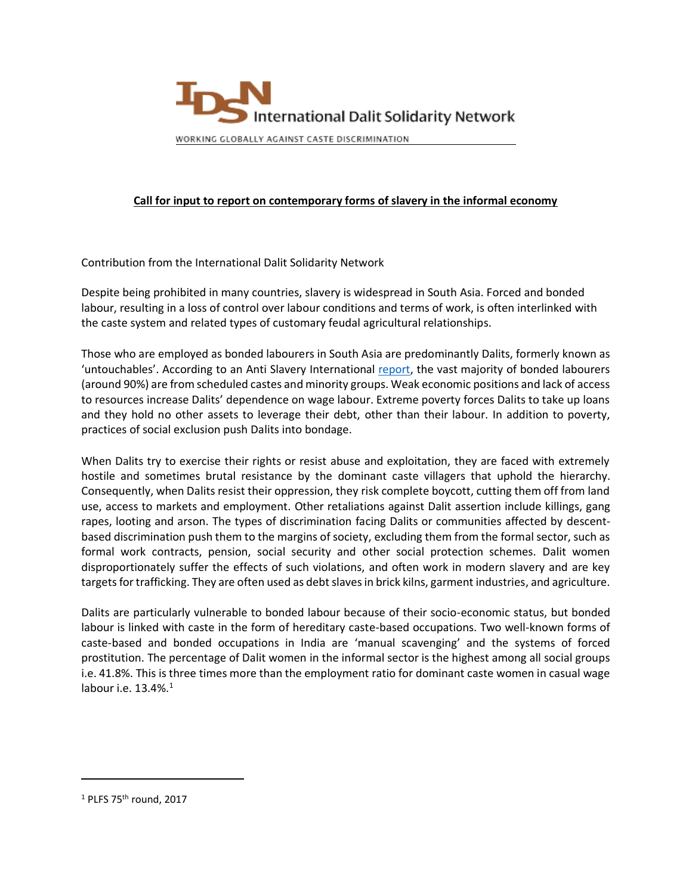International Dalit Solidarity Network

WORKING GLOBALLY AGAINST CASTE DISCRIMINATION

**Call for input to report on contemporary forms of slavery in the informal economy**

Contribution from the International Dalit Solidarity Network

Despite being prohibited in many countries, slavery is widespread in South Asia. Forced and bonded labour, resulting in a loss of control over labour conditions and terms of work, is often interlinked with the caste system and related types of customary feudal agricultural relationships.

Those who are employed as bonded labourers in South Asia are predominantly Dalits, formerly known as 'untouchables'. According to an Anti Slavery International report, the vast majority of bonded labourers (around 90%) are from scheduled castes and minority groups. Weak economic positions and lack of access to resources increase Dalits' dependence on wage labour. Extreme poverty forces Dalits to take up loans and they hold no other assets to leverage their debt, other than their labour. In addition to poverty, practices of social exclusion push Dalits into bondage.

When Dalits try to exercise their rights or resist abuse and exploitation, they are faced with extremely hostile and sometimes brutal resistance by the dominant caste villagers that uphold the hierarchy. Consequently, when Dalits resist their oppression, they risk complete boycott, cutting them off from land use, access to markets and employment. Other retaliations against Dalit assertion include killings, gang rapes, looting and arson. The types of discrimination facing Dalits or communities affected by descent-based discrimination push them to the margins of society, excluding them from the formal sector, such as formal work contracts, pension, social security and other social protection schemes. Dalit women disproportionately suffer the effects of such violations, and often work in modern slavery and are key targets for trafficking. They are often used as debt slaves in brick kilns, garment industries, and agriculture.

Dalits are particularly vulnerable to bonded labour because of their socio-economic status, but bonded labour is linked with caste in the form of hereditary caste-based occupations. Two well-known forms of caste-based and bonded occupations in India are 'manual scavenging' and the systems of forced prostitution. The percentage of Dalit women in the informal sector is the highest among all social groups i.e. 41.8%. This is three times more than the employment ratio for dominant caste women in casual wage labour i.e. 13.4%.[1]

[1] PLFS 75th round, 2017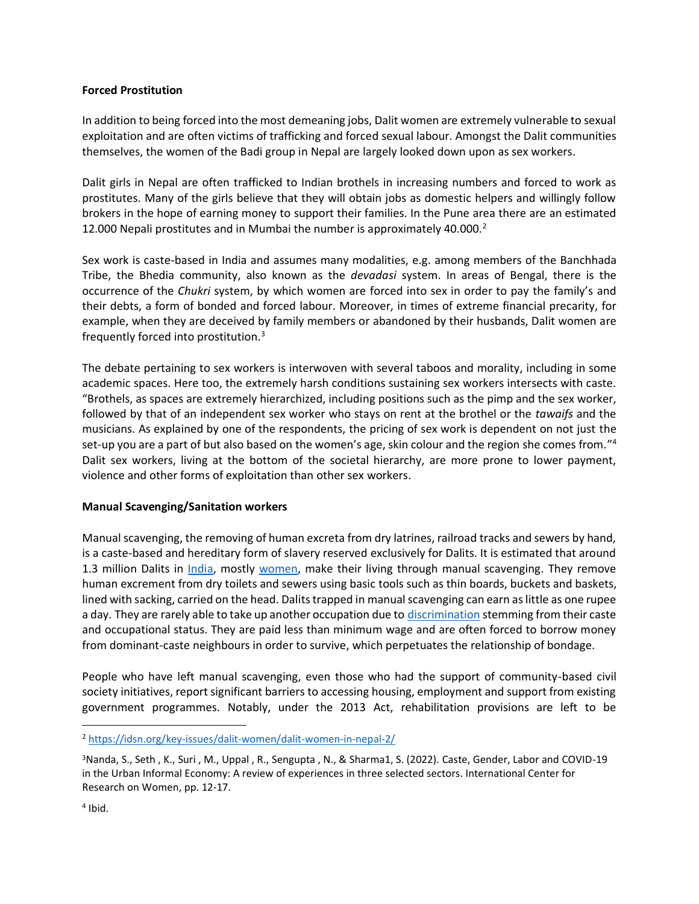**Forced Prostitution**

In addition to being forced into the most demeaning jobs, Dalit women are extremely vulnerable to sexual exploitation and are often victims of trafficking and forced sexual labour. Amongst the Dalit communities themselves, the women of the Badi group in Nepal are largely looked down upon as sex workers.

Dalit girls in Nepal are often trafficked to Indian brothels in increasing numbers and forced to work as prostitutes. Many of the girls believe that they will obtain jobs as domestic helpers and willingly follow brokers in the hope of earning money to support their families. In the Pune area there are an estimated 12.000 Nepali prostitutes and in Mumbai the number is approximately 40.000.[2]

Sex work is caste-based in India and assumes many modalities, e.g. among members of the Banchhada Tribe, the Bhedia community, also known as the *devadasi* system. In areas of Bengal, there is the occurrence of the *Chukri* system, by which women are forced into sex in order to pay the family's and their debts, a form of bonded and forced labour. Moreover, in times of extreme financial precarity, for example, when they are deceived by family members or abandoned by their husbands, Dalit women are frequently forced into prostitution.[3]

The debate pertaining to sex workers is interwoven with several taboos and morality, including in some academic spaces. Here too, the extremely harsh conditions sustaining sex workers intersects with caste. "Brothels, as spaces are extremely hierarchized, including positions such as the pimp and the sex worker, followed by that of an independent sex worker who stays on rent at the brothel or the *tawaifs* and the musicians. As explained by one of the respondents, the pricing of sex work is dependent on not just the set-up you are a part of but also based on the women's age, skin colour and the region she comes from."[4] Dalit sex workers, living at the bottom of the societal hierarchy, are more prone to lower payment, violence and other forms of exploitation than other sex workers.

**Manual Scavenging/Sanitation workers**

Manual scavenging, the removing of human excreta from dry latrines, railroad tracks and sewers by hand, is a caste-based and hereditary form of slavery reserved exclusively for Dalits. It is estimated that around 1.3 million Dalits in India, mostly women, make their living through manual scavenging. They remove human excrement from dry toilets and sewers using basic tools such as thin boards, buckets and baskets, lined with sacking, carried on the head. Dalits trapped in manual scavenging can earn as little as one rupee a day. They are rarely able to take up another occupation due to discrimination stemming from their caste and occupational status. They are paid less than minimum wage and are often forced to borrow money from dominant-caste neighbours in order to survive, which perpetuates the relationship of bondage.

People who have left manual scavenging, even those who had the support of community-based civil society initiatives, report significant barriers to accessing housing, employment and support from existing government programmes. Notably, under the 2013 Act, rehabilitation provisions are left to be

---

[2] https://idsn.org/key-issues/dalit-women/dalit-women-in-nepal-2/

[3] Nanda, S., Seth , K., Suri , M., Uppal , R., Sengupta , N., & Sharma1, S. (2022). Caste, Gender, Labor and COVID-19 in the Urban Informal Economy: A review of experiences in three selected sectors. International Center for Research on Women, pp. 12-17.

[4] Ibid.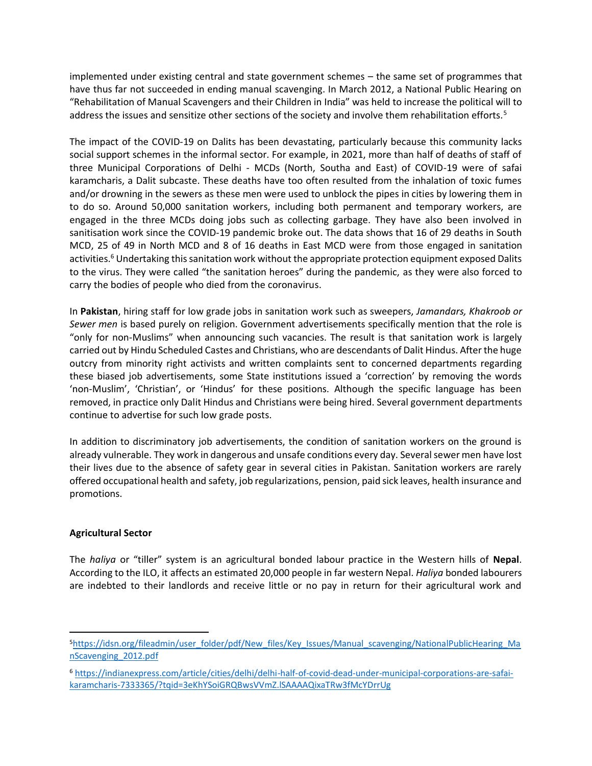implemented under existing central and state government schemes – the same set of programmes that have thus far not succeeded in ending manual scavenging. In March 2012, a National Public Hearing on "Rehabilitation of Manual Scavengers and their Children in India" was held to increase the political will to address the issues and sensitize other sections of the society and involve them rehabilitation efforts.[5]

The impact of the COVID-19 on Dalits has been devastating, particularly because this community lacks social support schemes in the informal sector. For example, in 2021, more than half of deaths of staff of three Municipal Corporations of Delhi - MCDs (North, Southa and East) of COVID-19 were of safai karamcharis, a Dalit subcaste. These deaths have too often resulted from the inhalation of toxic fumes and/or drowning in the sewers as these men were used to unblock the pipes in cities by lowering them in to do so. Around 50,000 sanitation workers, including both permanent and temporary workers, are engaged in the three MCDs doing jobs such as collecting garbage. They have also been involved in sanitisation work since the COVID-19 pandemic broke out. The data shows that 16 of 29 deaths in South MCD, 25 of 49 in North MCD and 8 of 16 deaths in East MCD were from those engaged in sanitation activities.[6] Undertaking this sanitation work without the appropriate protection equipment exposed Dalits to the virus. They were called "the sanitation heroes" during the pandemic, as they were also forced to carry the bodies of people who died from the coronavirus.

In **Pakistan**, hiring staff for low grade jobs in sanitation work such as sweepers, *Jamandars, Khakroob or Sewer men* is based purely on religion. Government advertisements specifically mention that the role is "only for non-Muslims" when announcing such vacancies. The result is that sanitation work is largely carried out by Hindu Scheduled Castes and Christians, who are descendants of Dalit Hindus. After the huge outcry from minority right activists and written complaints sent to concerned departments regarding these biased job advertisements, some State institutions issued a 'correction' by removing the words 'non-Muslim', 'Christian', or 'Hindus' for these positions. Although the specific language has been removed, in practice only Dalit Hindus and Christians were being hired. Several government departments continue to advertise for such low grade posts.

In addition to discriminatory job advertisements, the condition of sanitation workers on the ground is already vulnerable. They work in dangerous and unsafe conditions every day. Several sewer men have lost their lives due to the absence of safety gear in several cities in Pakistan. Sanitation workers are rarely offered occupational health and safety, job regularizations, pension, paid sick leaves, health insurance and promotions.

### Agricultural Sector

The *haliya* or "tiller" system is an agricultural bonded labour practice in the Western hills of **Nepal**. According to the ILO, it affects an estimated 20,000 people in far western Nepal. *Haliya* bonded labourers are indebted to their landlords and receive little or no pay in return for their agricultural work and

---

[5] https://idsn.org/fileadmin/user_folder/pdf/New_files/Key_Issues/Manual_scavenging/NationalPublicHearing_ManScavenging_2012.pdf

[6] https://indianexpress.com/article/cities/delhi/delhi-half-of-covid-dead-under-municipal-corporations-are-safai-karamcharis-7333365/?tqid=3eKhYSoiGRQBwsVVmZ.lSAAAAQixaTRw3fMcYDrrUg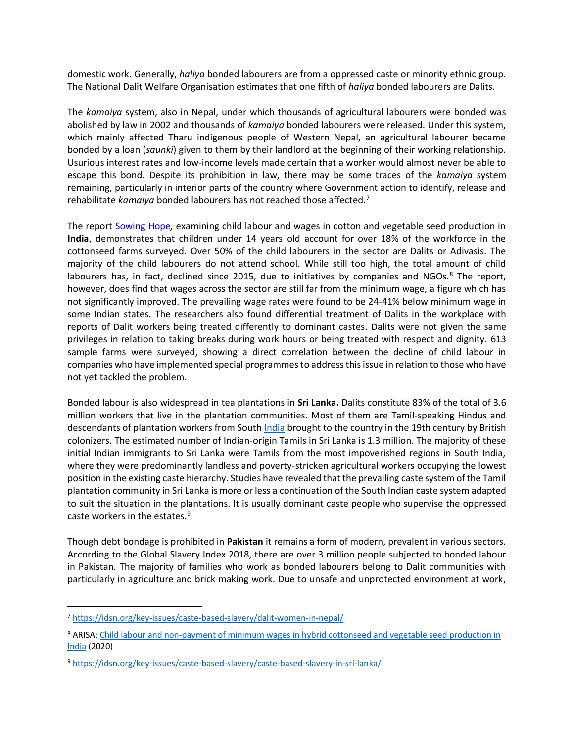domestic work. Generally, *haliya* bonded labourers are from a oppressed caste or minority ethnic group. The National Dalit Welfare Organisation estimates that one fifth of *haliya* bonded labourers are Dalits.

The *kamaiya* system, also in Nepal, under which thousands of agricultural labourers were bonded was abolished by law in 2002 and thousands of *kamaiya* bonded labourers were released. Under this system, which mainly affected Tharu indigenous people of Western Nepal, an agricultural labourer became bonded by a loan (*saunki*) given to them by their landlord at the beginning of their working relationship. Usurious interest rates and low-income levels made certain that a worker would almost never be able to escape this bond. Despite its prohibition in law, there may be some traces of the *kamaiya* system remaining, particularly in interior parts of the country where Government action to identify, release and rehabilitate *kamaiya* bonded labourers has not reached those affected.[7]

The report [Sowing Hope](), examining child labour and wages in cotton and vegetable seed production in **India**, demonstrates that children under 14 years old account for over 18% of the workforce in the cottonseed farms surveyed. Over 50% of the child labourers in the sector are Dalits or Adivasis. The majority of the child labourers do not attend school. While still too high, the total amount of child labourers has, in fact, declined since 2015, due to initiatives by companies and NGOs.[8] The report, however, does find that wages across the sector are still far from the minimum wage, a figure which has not significantly improved. The prevailing wage rates were found to be 24-41% below minimum wage in some Indian states. The researchers also found differential treatment of Dalits in the workplace with reports of Dalit workers being treated differently to dominant castes. Dalits were not given the same privileges in relation to taking breaks during work hours or being treated with respect and dignity. 613 sample farms were surveyed, showing a direct correlation between the decline of child labour in companies who have implemented special programmes to address this issue in relation to those who have not yet tackled the problem.

Bonded labour is also widespread in tea plantations in **Sri Lanka.** Dalits constitute 83% of the total of 3.6 million workers that live in the plantation communities. Most of them are Tamil-speaking Hindus and descendants of plantation workers from South [India]() brought to the country in the 19th century by British colonizers. The estimated number of Indian-origin Tamils in Sri Lanka is 1.3 million. The majority of these initial Indian immigrants to Sri Lanka were Tamils from the most impoverished regions in South India, where they were predominantly landless and poverty-stricken agricultural workers occupying the lowest position in the existing caste hierarchy. Studies have revealed that the prevailing caste system of the Tamil plantation community in Sri Lanka is more or less a continuation of the South Indian caste system adapted to suit the situation in the plantations. It is usually dominant caste people who supervise the oppressed caste workers in the estates.[9]

Though debt bondage is prohibited in **Pakistan** it remains a form of modern, prevalent in various sectors. According to the Global Slavery Index 2018, there are over 3 million people subjected to bonded labour in Pakistan. The majority of families who work as bonded labourers belong to Dalit communities with particularly in agriculture and brick making work. Due to unsafe and unprotected environment at work,

---

[7] https://idsn.org/key-issues/caste-based-slavery/dalit-women-in-nepal/

[8] ARISA: [Child labour and non-payment of minimum wages in hybrid cottonseed and vegetable seed production in India]() (2020)

[9] https://idsn.org/key-issues/caste-based-slavery/caste-based-slavery-in-sri-lanka/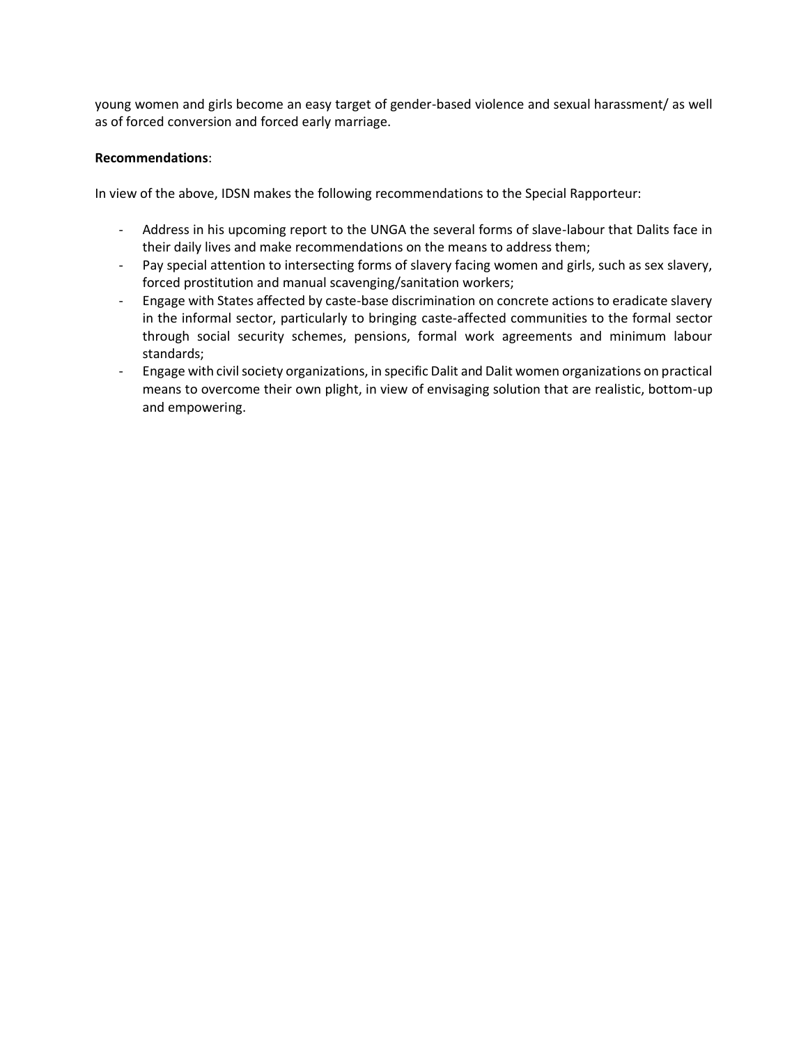young women and girls become an easy target of gender-based violence and sexual harassment/ as well as of forced conversion and forced early marriage.

**Recommendations**:

In view of the above, IDSN makes the following recommendations to the Special Rapporteur:

- Address in his upcoming report to the UNGA the several forms of slave-labour that Dalits face in their daily lives and make recommendations on the means to address them;
- Pay special attention to intersecting forms of slavery facing women and girls, such as sex slavery, forced prostitution and manual scavenging/sanitation workers;
- Engage with States affected by caste-base discrimination on concrete actions to eradicate slavery in the informal sector, particularly to bringing caste-affected communities to the formal sector through social security schemes, pensions, formal work agreements and minimum labour standards;
- Engage with civil society organizations, in specific Dalit and Dalit women organizations on practical means to overcome their own plight, in view of envisaging solution that are realistic, bottom-up and empowering.